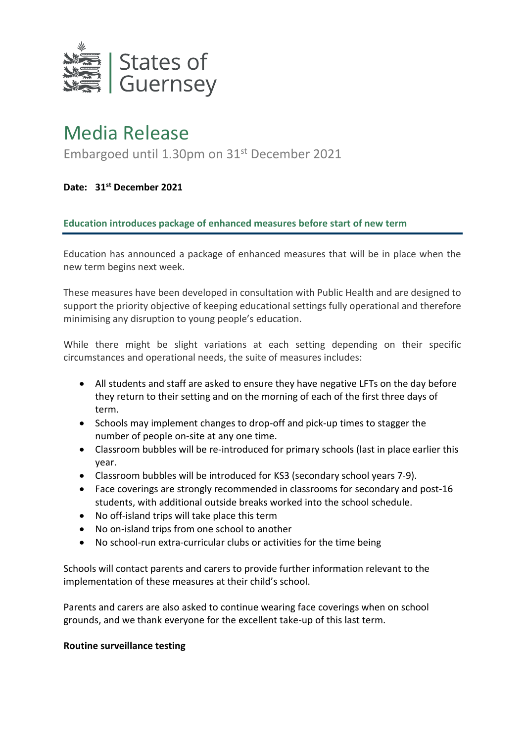States of Guernsey

# Media Release

Embargoed until 1.30pm on 31st December 2021

**Date: 31st December 2021**

## Education introduces package of enhanced measures before start of new term

Education has announced a package of enhanced measures that will be in place when the new term begins next week.

These measures have been developed in consultation with Public Health and are designed to support the priority objective of keeping educational settings fully operational and therefore minimising any disruption to young people's education.

While there might be slight variations at each setting depending on their specific circumstances and operational needs, the suite of measures includes:

- All students and staff are asked to ensure they have negative LFTs on the day before they return to their setting and on the morning of each of the first three days of term.
- Schools may implement changes to drop-off and pick-up times to stagger the number of people on-site at any one time.
- Classroom bubbles will be re-introduced for primary schools (last in place earlier this year.
- Classroom bubbles will be introduced for KS3 (secondary school years 7-9).
- Face coverings are strongly recommended in classrooms for secondary and post-16 students, with additional outside breaks worked into the school schedule.
- No off-island trips will take place this term
- No on-island trips from one school to another
- No school-run extra-curricular clubs or activities for the time being

Schools will contact parents and carers to provide further information relevant to the implementation of these measures at their child's school.

Parents and carers are also asked to continue wearing face coverings when on school grounds, and we thank everyone for the excellent take-up of this last term.

**Routine surveillance testing**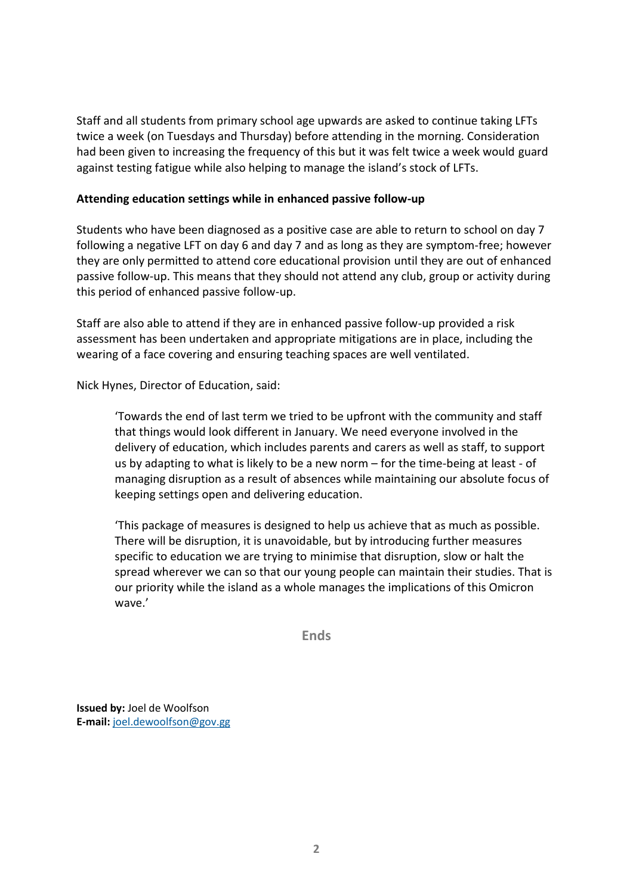Staff and all students from primary school age upwards are asked to continue taking LFTs twice a week (on Tuesdays and Thursday) before attending in the morning. Consideration had been given to increasing the frequency of this but it was felt twice a week would guard against testing fatigue while also helping to manage the island's stock of LFTs.

**Attending education settings while in enhanced passive follow-up**

Students who have been diagnosed as a positive case are able to return to school on day 7 following a negative LFT on day 6 and day 7 and as long as they are symptom-free; however they are only permitted to attend core educational provision until they are out of enhanced passive follow-up. This means that they should not attend any club, group or activity during this period of enhanced passive follow-up.

Staff are also able to attend if they are in enhanced passive follow-up provided a risk assessment has been undertaken and appropriate mitigations are in place, including the wearing of a face covering and ensuring teaching spaces are well ventilated.

Nick Hynes, Director of Education, said:

> 'Towards the end of last term we tried to be upfront with the community and staff that things would look different in January. We need everyone involved in the delivery of education, which includes parents and carers as well as staff, to support us by adapting to what is likely to be a new norm – for the time-being at least - of managing disruption as a result of absences while maintaining our absolute focus of keeping settings open and delivering education.
>
> 'This package of measures is designed to help us achieve that as much as possible. There will be disruption, it is unavoidable, but by introducing further measures specific to education we are trying to minimise that disruption, slow or halt the spread wherever we can so that our young people can maintain their studies. That is our priority while the island as a whole manages the implications of this Omicron wave.'

**Ends**

**Issued by:** Joel de Woolfson
**E-mail:** joel.dewoolfson@gov.gg